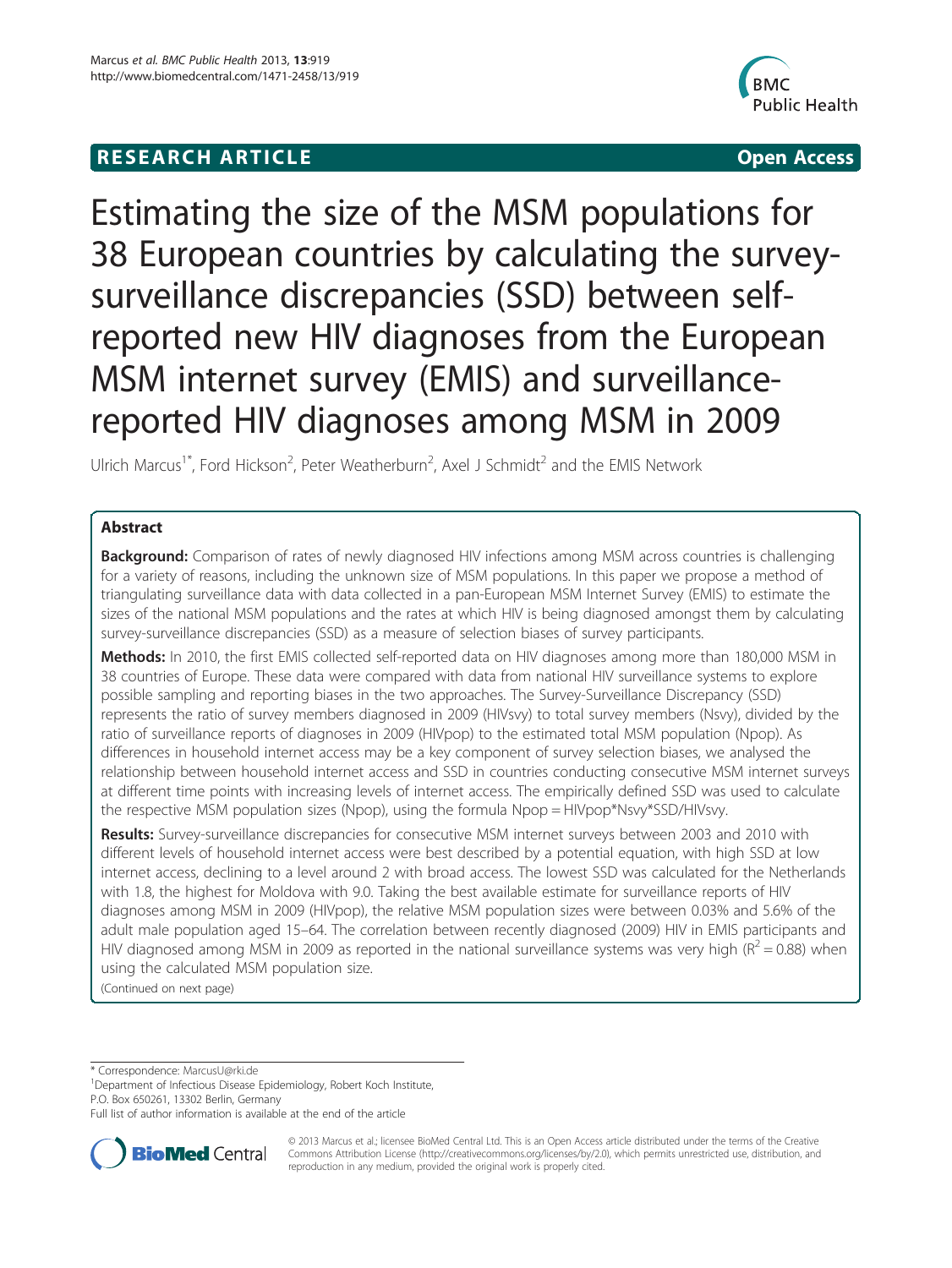RESEARCH ARTICLE Open Access

# Estimating the size of the MSM populations for 38 European countries by calculating the survey-surveillance discrepancies (SSD) between self-reported new HIV diagnoses from the European MSM internet survey (EMIS) and surveillance-reported HIV diagnoses among MSM in 2009

Ulrich Marcus[1*], Ford Hickson[2], Peter Weatherburn[2], Axel J Schmidt[2] and the EMIS Network

## Abstract

**Background:** Comparison of rates of newly diagnosed HIV infections among MSM across countries is challenging for a variety of reasons, including the unknown size of MSM populations. In this paper we propose a method of triangulating surveillance data with data collected in a pan-European MSM Internet Survey (EMIS) to estimate the sizes of the national MSM populations and the rates at which HIV is being diagnosed amongst them by calculating survey-surveillance discrepancies (SSD) as a measure of selection biases of survey participants.

**Methods:** In 2010, the first EMIS collected self-reported data on HIV diagnoses among more than 180,000 MSM in 38 countries of Europe. These data were compared with data from national HIV surveillance systems to explore possible sampling and reporting biases in the two approaches. The Survey-Surveillance Discrepancy (SSD) represents the ratio of survey members diagnosed in 2009 (HIVsvy) to total survey members (Nsvy), divided by the ratio of surveillance reports of diagnoses in 2009 (HIVpop) to the estimated total MSM population (Npop). As differences in household internet access may be a key component of survey selection biases, we analysed the relationship between household internet access and SSD in countries conducting consecutive MSM internet surveys at different time points with increasing levels of internet access. The empirically defined SSD was used to calculate the respective MSM population sizes (Npop), using the formula Npop = HIVpop*Nsvy*SSD/HIVsvy.

**Results:** Survey-surveillance discrepancies for consecutive MSM internet surveys between 2003 and 2010 with different levels of household internet access were best described by a potential equation, with high SSD at low internet access, declining to a level around 2 with broad access. The lowest SSD was calculated for the Netherlands with 1.8, the highest for Moldova with 9.0. Taking the best available estimate for surveillance reports of HIV diagnoses among MSM in 2009 (HIVpop), the relative MSM population sizes were between 0.03% and 5.6% of the adult male population aged 15–64. The correlation between recently diagnosed (2009) HIV in EMIS participants and HIV diagnosed among MSM in 2009 as reported in the national surveillance systems was very high ($R^2 = 0.88$) when using the calculated MSM population size.

(Continued on next page)

---

* Correspondence: MarcusU@rki.de
[1]Department of Infectious Disease Epidemiology, Robert Koch Institute, P.O. Box 650261, 13302 Berlin, Germany
Full list of author information is available at the end of the article

© 2013 Marcus et al.; licensee BioMed Central Ltd. This is an Open Access article distributed under the terms of the Creative Commons Attribution License (http://creativecommons.org/licenses/by/2.0), which permits unrestricted use, distribution, and reproduction in any medium, provided the original work is properly cited.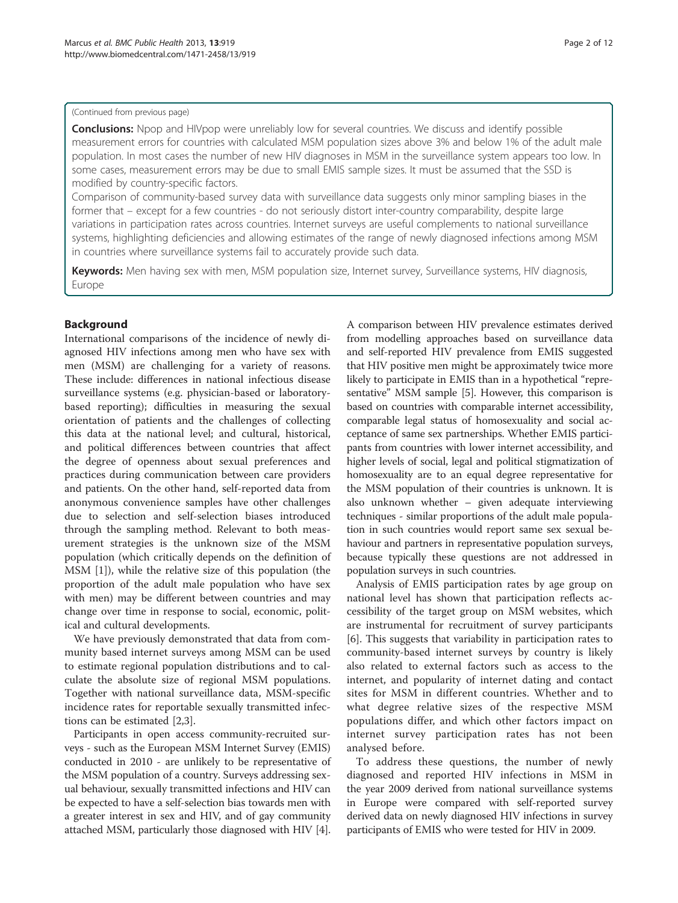(Continued from previous page)

**Conclusions:** Npop and HIVpop were unreliably low for several countries. We discuss and identify possible measurement errors for countries with calculated MSM population sizes above 3% and below 1% of the adult male population. In most cases the number of new HIV diagnoses in MSM in the surveillance system appears too low. In some cases, measurement errors may be due to small EMIS sample sizes. It must be assumed that the SSD is modified by country-specific factors.

Comparison of community-based survey data with surveillance data suggests only minor sampling biases in the former that – except for a few countries - do not seriously distort inter-country comparability, despite large variations in participation rates across countries. Internet surveys are useful complements to national surveillance systems, highlighting deficiencies and allowing estimates of the range of newly diagnosed infections among MSM in countries where surveillance systems fail to accurately provide such data.

**Keywords:** Men having sex with men, MSM population size, Internet survey, Surveillance systems, HIV diagnosis, Europe

## Background

International comparisons of the incidence of newly diagnosed HIV infections among men who have sex with men (MSM) are challenging for a variety of reasons. These include: differences in national infectious disease surveillance systems (e.g. physician-based or laboratory-based reporting); difficulties in measuring the sexual orientation of patients and the challenges of collecting this data at the national level; and cultural, historical, and political differences between countries that affect the degree of openness about sexual preferences and practices during communication between care providers and patients. On the other hand, self-reported data from anonymous convenience samples have other challenges due to selection and self-selection biases introduced through the sampling method. Relevant to both measurement strategies is the unknown size of the MSM population (which critically depends on the definition of MSM [1]), while the relative size of this population (the proportion of the adult male population who have sex with men) may be different between countries and may change over time in response to social, economic, political and cultural developments.

We have previously demonstrated that data from community based internet surveys among MSM can be used to estimate regional population distributions and to calculate the absolute size of regional MSM populations. Together with national surveillance data, MSM-specific incidence rates for reportable sexually transmitted infections can be estimated [2,3].

Participants in open access community-recruited surveys - such as the European MSM Internet Survey (EMIS) conducted in 2010 - are unlikely to be representative of the MSM population of a country. Surveys addressing sexual behaviour, sexually transmitted infections and HIV can be expected to have a self-selection bias towards men with a greater interest in sex and HIV, and of gay community attached MSM, particularly those diagnosed with HIV [4]. A comparison between HIV prevalence estimates derived from modelling approaches based on surveillance data and self-reported HIV prevalence from EMIS suggested that HIV positive men might be approximately twice more likely to participate in EMIS than in a hypothetical "representative" MSM sample [5]. However, this comparison is based on countries with comparable internet accessibility, comparable legal status of homosexuality and social acceptance of same sex partnerships. Whether EMIS participants from countries with lower internet accessibility, and higher levels of social, legal and political stigmatization of homosexuality are to an equal degree representative for the MSM population of their countries is unknown. It is also unknown whether – given adequate interviewing techniques - similar proportions of the adult male population in such countries would report same sex sexual behaviour and partners in representative population surveys, because typically these questions are not addressed in population surveys in such countries.

Analysis of EMIS participation rates by age group on national level has shown that participation reflects accessibility of the target group on MSM websites, which are instrumental for recruitment of survey participants [6]. This suggests that variability in participation rates to community-based internet surveys by country is likely also related to external factors such as access to the internet, and popularity of internet dating and contact sites for MSM in different countries. Whether and to what degree relative sizes of the respective MSM populations differ, and which other factors impact on internet survey participation rates has not been analysed before.

To address these questions, the number of newly diagnosed and reported HIV infections in MSM in the year 2009 derived from national surveillance systems in Europe were compared with self-reported survey derived data on newly diagnosed HIV infections in survey participants of EMIS who were tested for HIV in 2009.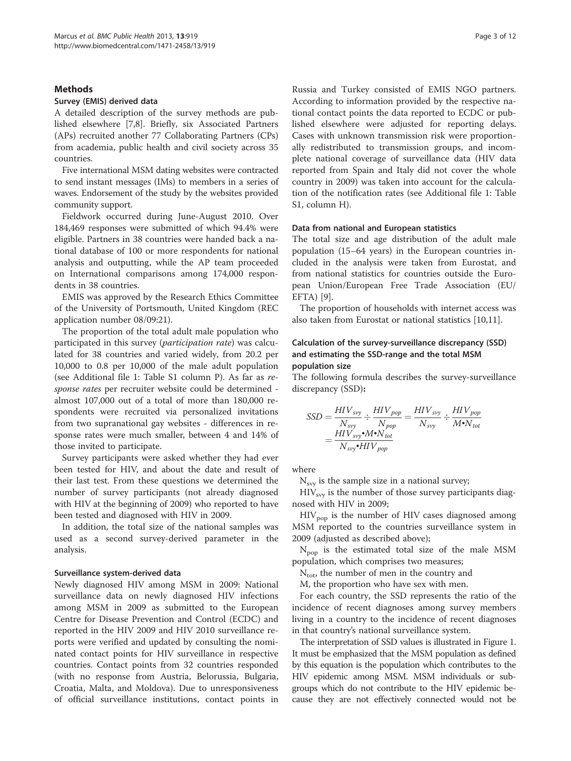## Methods

### Survey (EMIS) derived data

A detailed description of the survey methods are published elsewhere [7,8]. Briefly, six Associated Partners (APs) recruited another 77 Collaborating Partners (CPs) from academia, public health and civil society across 35 countries.

Five international MSM dating websites were contracted to send instant messages (IMs) to members in a series of waves. Endorsement of the study by the websites provided community support.

Fieldwork occurred during June-August 2010. Over 184,469 responses were submitted of which 94.4% were eligible. Partners in 38 countries were handed back a national database of 100 or more respondents for national analysis and outputting, while the AP team proceeded on International comparisons among 174,000 respondents in 38 countries.

EMIS was approved by the Research Ethics Committee of the University of Portsmouth, United Kingdom (REC application number 08/09:21).

The proportion of the total adult male population who participated in this survey (*participation rate*) was calculated for 38 countries and varied widely, from 20.2 per 10,000 to 0.8 per 10,000 of the male adult population (see Additional file 1: Table S1 column P). As far as *response rates* per recruiter website could be determined - almost 107,000 out of a total of more than 180,000 respondents were recruited via personalized invitations from two supranational gay websites - differences in response rates were much smaller, between 4 and 14% of those invited to participate.

Survey participants were asked whether they had ever been tested for HIV, and about the date and result of their last test. From these questions we determined the number of survey participants (not already diagnosed with HIV at the beginning of 2009) who reported to have been tested and diagnosed with HIV in 2009.

In addition, the total size of the national samples was used as a second survey-derived parameter in the analysis.

### Surveillance system-derived data

Newly diagnosed HIV among MSM in 2009: National surveillance data on newly diagnosed HIV infections among MSM in 2009 as submitted to the European Centre for Disease Prevention and Control (ECDC) and reported in the HIV 2009 and HIV 2010 surveillance reports were verified and updated by consulting the nominated contact points for HIV surveillance in respective countries. Contact points from 32 countries responded (with no response from Austria, Belorussia, Bulgaria, Croatia, Malta, and Moldova). Due to unresponsiveness of official surveillance institutions, contact points in Russia and Turkey consisted of EMIS NGO partners. According to information provided by the respective national contact points the data reported to ECDC or published elsewhere were adjusted for reporting delays. Cases with unknown transmission risk were proportionally redistributed to transmission groups, and incomplete national coverage of surveillance data (HIV data reported from Spain and Italy did not cover the whole country in 2009) was taken into account for the calculation of the notification rates (see Additional file 1: Table S1, column H).

### Data from national and European statistics

The total size and age distribution of the adult male population (15–64 years) in the European countries included in the analysis were taken from Eurostat, and from national statistics for countries outside the European Union/European Free Trade Association (EU/EFTA) [9].

The proportion of households with internet access was also taken from Eurostat or national statistics [10,11].

### Calculation of the survey-surveillance discrepancy (SSD) and estimating the SSD-range and the total MSM population size

The following formula describes the survey-surveillance discrepancy (SSD):

$$SSD = \frac{HIV_{svy}}{N_{svy}} \div \frac{HIV_{pop}}{N_{pop}} = \frac{HIV_{svy}}{N_{svy}} \div \frac{HIV_{pop}}{M \bullet N_{tot}} = \frac{HIV_{svy} \bullet M \bullet N_{tot}}{N_{svy} \bullet HIV_{pop}}$$

where

$N_{svy}$ is the sample size in a national survey;

$HIV_{svy}$ is the number of those survey participants diagnosed with HIV in 2009;

$HIV_{pop}$ is the number of HIV cases diagnosed among MSM reported to the countries surveillance system in 2009 (adjusted as described above);

$N_{pop}$ is the estimated total size of the male MSM population, which comprises two measures;

$N_{tot}$, the number of men in the country and

M, the proportion who have sex with men.

For each country, the SSD represents the ratio of the incidence of recent diagnoses among survey members living in a country to the incidence of recent diagnoses in that country's national surveillance system.

The interpretation of SSD values is illustrated in Figure 1. It must be emphasized that the MSM population as defined by this equation is the population which contributes to the HIV epidemic among MSM. MSM individuals or subgroups which do not contribute to the HIV epidemic because they are not effectively connected would not be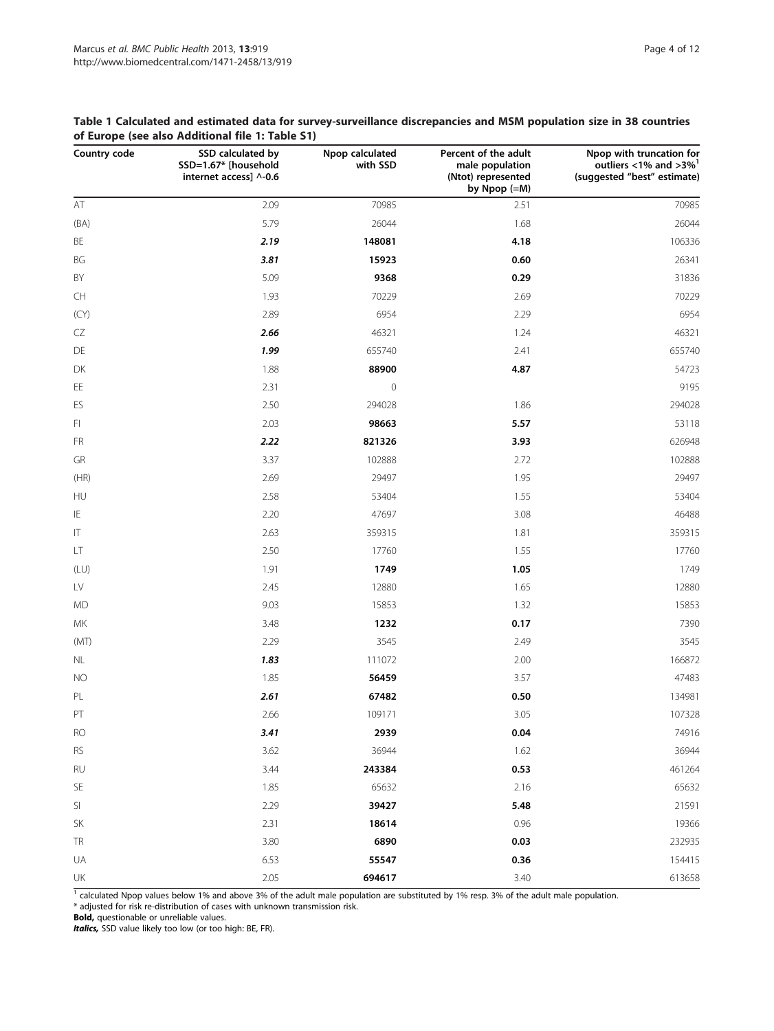**Table 1 Calculated and estimated data for survey-surveillance discrepancies and MSM population size in 38 countries of Europe (see also Additional file 1: Table S1)**

| Country code | SSD calculated by SSD=1.67* [household internet access] ^-0.6 | Npop calculated with SSD | Percent of the adult male population (Ntot) represented by Npop (=M) | Npop with truncation for outliers <1% and >3%[1] (suggested "best" estimate) |
|---|---|---|---|---|
| AT | 2.09 | 70985 | 2.51 | 70985 |
| (BA) | 5.79 | 26044 | 1.68 | 26044 |
| BE | ***2.19*** | **148081** | **4.18** | 106336 |
| BG | ***3.81*** | **15923** | **0.60** | 26341 |
| BY | 5.09 | **9368** | **0.29** | 31836 |
| CH | 1.93 | 70229 | 2.69 | 70229 |
| (CY) | 2.89 | 6954 | 2.29 | 6954 |
| CZ | ***2.66*** | 46321 | 1.24 | 46321 |
| DE | ***1.99*** | 655740 | 2.41 | 655740 |
| DK | 1.88 | **88900** | **4.87** | 54723 |
| EE | 2.31 | 0 | | 9195 |
| ES | 2.50 | 294028 | 1.86 | 294028 |
| FI | 2.03 | **98663** | **5.57** | 53118 |
| FR | ***2.22*** | **821326** | **3.93** | 626948 |
| GR | 3.37 | 102888 | 2.72 | 102888 |
| (HR) | 2.69 | 29497 | 1.95 | 29497 |
| HU | 2.58 | 53404 | 1.55 | 53404 |
| IE | 2.20 | 47697 | 3.08 | 46488 |
| IT | 2.63 | 359315 | 1.81 | 359315 |
| LT | 2.50 | 17760 | 1.55 | 17760 |
| (LU) | 1.91 | **1749** | **1.05** | 1749 |
| LV | 2.45 | 12880 | 1.65 | 12880 |
| MD | 9.03 | 15853 | 1.32 | 15853 |
| MK | 3.48 | **1232** | **0.17** | 7390 |
| (MT) | 2.29 | 3545 | 2.49 | 3545 |
| NL | ***1.83*** | 111072 | 2.00 | 166872 |
| NO | 1.85 | **56459** | **3.57** | 47483 |
| PL | ***2.61*** | **67482** | **0.50** | 134981 |
| PT | 2.66 | 109171 | 3.05 | 107328 |
| RO | ***3.41*** | **2939** | **0.04** | 74916 |
| RS | 3.62 | 36944 | 1.62 | 36944 |
| RU | 3.44 | **243384** | **0.53** | 461264 |
| SE | 1.85 | 65632 | 2.16 | 65632 |
| SI | 2.29 | **39427** | **5.48** | 21591 |
| SK | 2.31 | **18614** | 0.96 | 19366 |
| TR | 3.80 | **6890** | **0.03** | 232935 |
| UA | 6.53 | **55547** | **0.36** | 154415 |
| UK | 2.05 | **694617** | 3.40 | 613658 |

[1] calculated Npop values below 1% and above 3% of the adult male population are substituted by 1% resp. 3% of the adult male population.
* adjusted for risk re-distribution of cases with unknown transmission risk.
**Bold,** questionable or unreliable values.
***Italics,*** SSD value likely too low (or too high: BE, FR).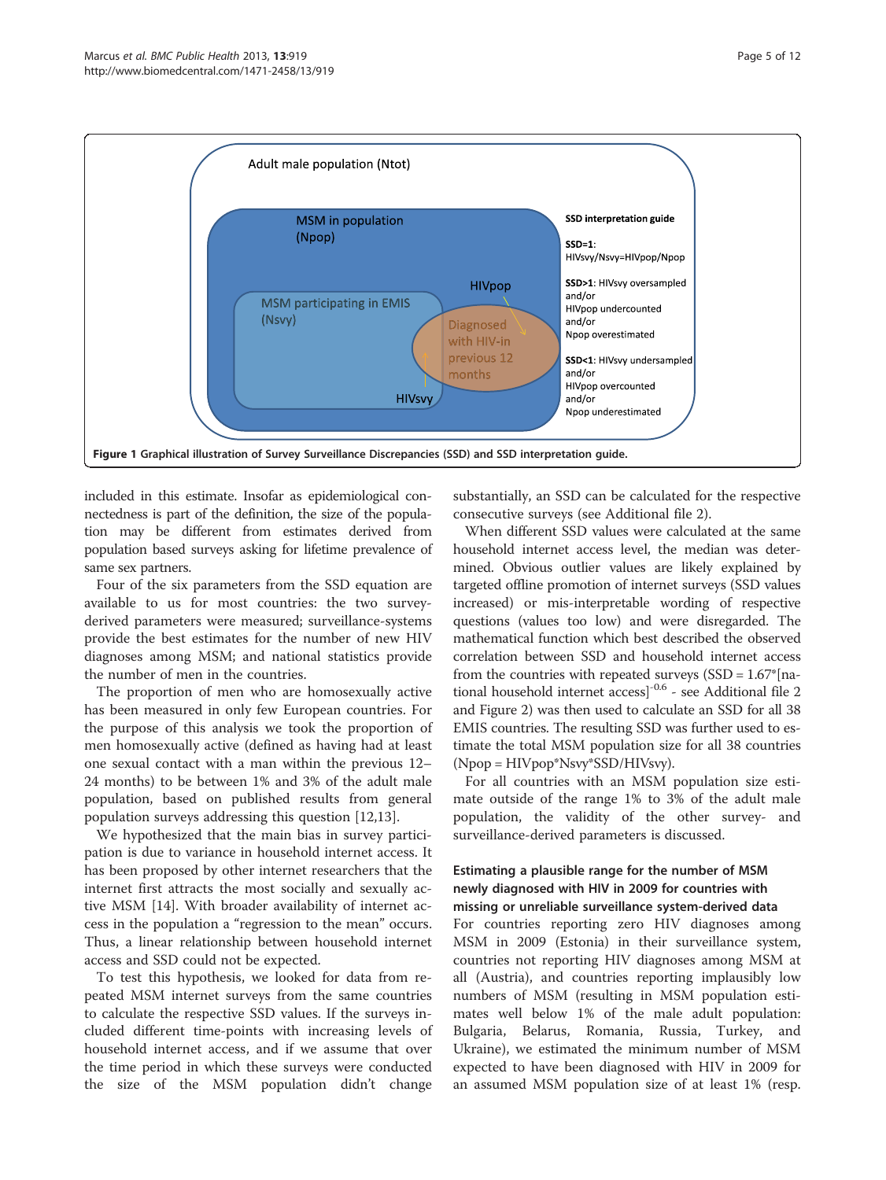Adult male population (Ntot)

MSM in population (Npop)

MSM participating in EMIS (Nsvy)

HIVpop

Diagnosed with HIV-in previous 12 months

HIVsvy

**SSD interpretation guide**

**SSD=1**: HIVsvy/Nsvy=HIVpop/Npop

**SSD>1**: HIVsvy oversampled and/or HIVpop undercounted and/or Npop overestimated

**SSD<1**: HIVsvy undersampled and/or HIVpop overcounted and/or Npop underestimated

**Figure 1 Graphical illustration of Survey Surveillance Discrepancies (SSD) and SSD interpretation guide.**

included in this estimate. Insofar as epidemiological connectedness is part of the definition, the size of the population may be different from estimates derived from population based surveys asking for lifetime prevalence of same sex partners.

Four of the six parameters from the SSD equation are available to us for most countries: the two survey-derived parameters were measured; surveillance-systems provide the best estimates for the number of new HIV diagnoses among MSM; and national statistics provide the number of men in the countries.

The proportion of men who are homosexually active has been measured in only few European countries. For the purpose of this analysis we took the proportion of men homosexually active (defined as having had at least one sexual contact with a man within the previous 12–24 months) to be between 1% and 3% of the adult male population, based on published results from general population surveys addressing this question [12,13].

We hypothesized that the main bias in survey participation is due to variance in household internet access. It has been proposed by other internet researchers that the internet first attracts the most socially and sexually active MSM [14]. With broader availability of internet access in the population a "regression to the mean" occurs. Thus, a linear relationship between household internet access and SSD could not be expected.

To test this hypothesis, we looked for data from repeated MSM internet surveys from the same countries to calculate the respective SSD values. If the surveys included different time-points with increasing levels of household internet access, and if we assume that over the time period in which these surveys were conducted the size of the MSM population didn't change substantially, an SSD can be calculated for the respective consecutive surveys (see Additional file 2).

When different SSD values were calculated at the same household internet access level, the median was determined. Obvious outlier values are likely explained by targeted offline promotion of internet surveys (SSD values increased) or mis-interpretable wording of respective questions (values too low) and were disregarded. The mathematical function which best described the observed correlation between SSD and household internet access from the countries with repeated surveys ($SSD = 1.67*[\text{national household internet access}]^{-0.6}$ - see Additional file 2 and Figure 2) was then used to calculate an SSD for all 38 EMIS countries. The resulting SSD was further used to estimate the total MSM population size for all 38 countries ($Npop = HIVpop*Nsvy*SSD/HIVsvy$).

For all countries with an MSM population size estimate outside of the range 1% to 3% of the adult male population, the validity of the other survey- and surveillance-derived parameters is discussed.

### Estimating a plausible range for the number of MSM newly diagnosed with HIV in 2009 for countries with missing or unreliable surveillance system-derived data

For countries reporting zero HIV diagnoses among MSM in 2009 (Estonia) in their surveillance system, countries not reporting HIV diagnoses among MSM at all (Austria), and countries reporting implausibly low numbers of MSM (resulting in MSM population estimates well below 1% of the male adult population: Bulgaria, Belarus, Romania, Russia, Turkey, and Ukraine), we estimated the minimum number of MSM expected to have been diagnosed with HIV in 2009 for an assumed MSM population size of at least 1% (resp.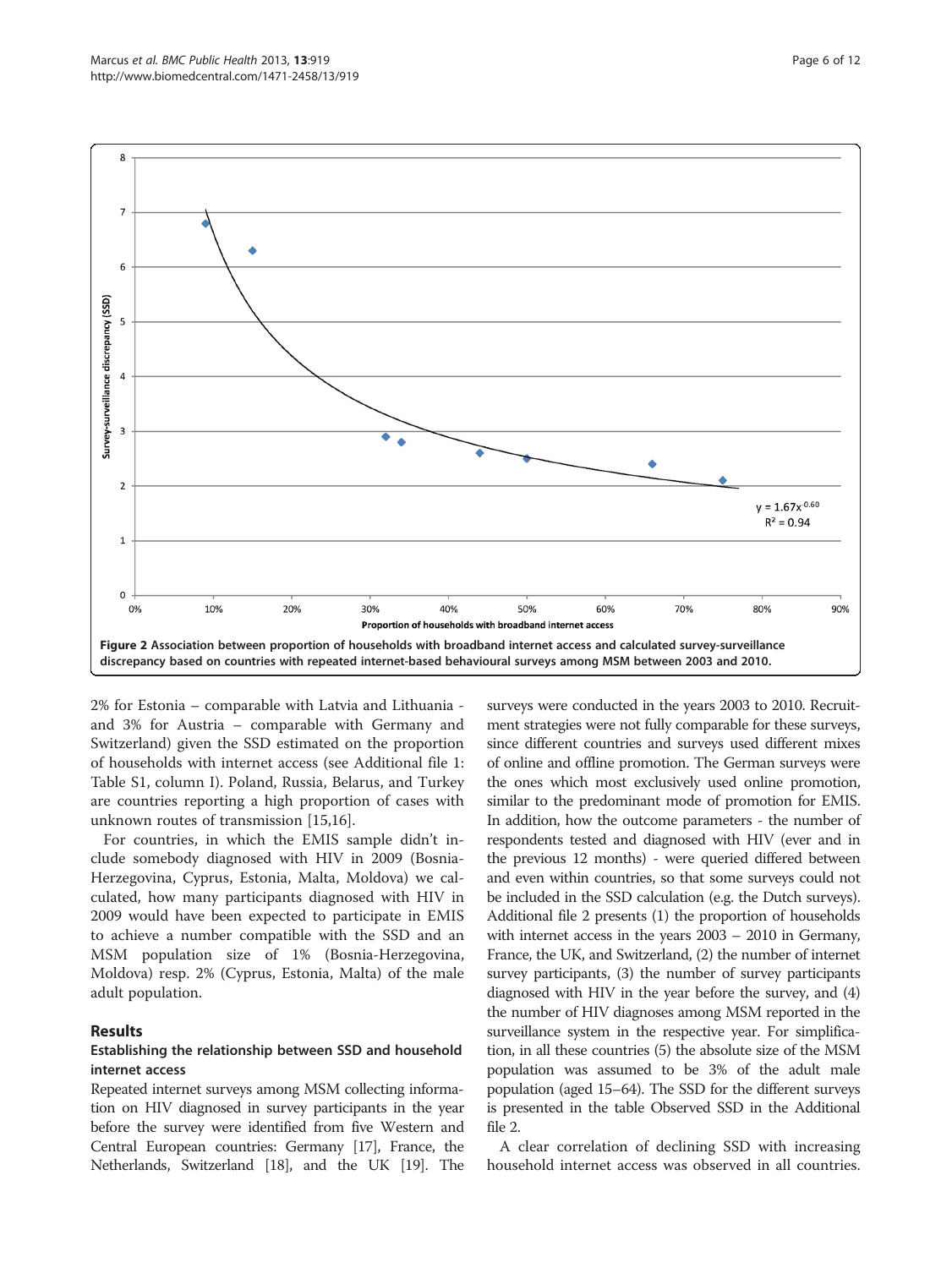**Figure 2 Association between proportion of households with broadband internet access and calculated survey-surveillance discrepancy based on countries with repeated internet-based behavioural surveys among MSM between 2003 and 2010.**

2% for Estonia – comparable with Latvia and Lithuania - and 3% for Austria – comparable with Germany and Switzerland) given the SSD estimated on the proportion of households with internet access (see Additional file 1: Table S1, column I). Poland, Russia, Belarus, and Turkey are countries reporting a high proportion of cases with unknown routes of transmission [15,16].

For countries, in which the EMIS sample didn't include somebody diagnosed with HIV in 2009 (Bosnia-Herzegovina, Cyprus, Estonia, Malta, Moldova) we calculated, how many participants diagnosed with HIV in 2009 would have been expected to participate in EMIS to achieve a number compatible with the SSD and an MSM population size of 1% (Bosnia-Herzegovina, Moldova) resp. 2% (Cyprus, Estonia, Malta) of the male adult population.

## Results

### Establishing the relationship between SSD and household internet access

Repeated internet surveys among MSM collecting information on HIV diagnosed in survey participants in the year before the survey were identified from five Western and Central European countries: Germany [17], France, the Netherlands, Switzerland [18], and the UK [19]. The surveys were conducted in the years 2003 to 2010. Recruitment strategies were not fully comparable for these surveys, since different countries and surveys used different mixes of online and offline promotion. The German surveys were the ones which most exclusively used online promotion, similar to the predominant mode of promotion for EMIS. In addition, how the outcome parameters - the number of respondents tested and diagnosed with HIV (ever and in the previous 12 months) - were queried differed between and even within countries, so that some surveys could not be included in the SSD calculation (e.g. the Dutch surveys). Additional file 2 presents (1) the proportion of households with internet access in the years 2003 – 2010 in Germany, France, the UK, and Switzerland, (2) the number of internet survey participants, (3) the number of survey participants diagnosed with HIV in the year before the survey, and (4) the number of HIV diagnoses among MSM reported in the surveillance system in the respective year. For simplification, in all these countries (5) the absolute size of the MSM population was assumed to be 3% of the adult male population (aged 15–64). The SSD for the different surveys is presented in the table Observed SSD in the Additional file 2.

A clear correlation of declining SSD with increasing household internet access was observed in all countries.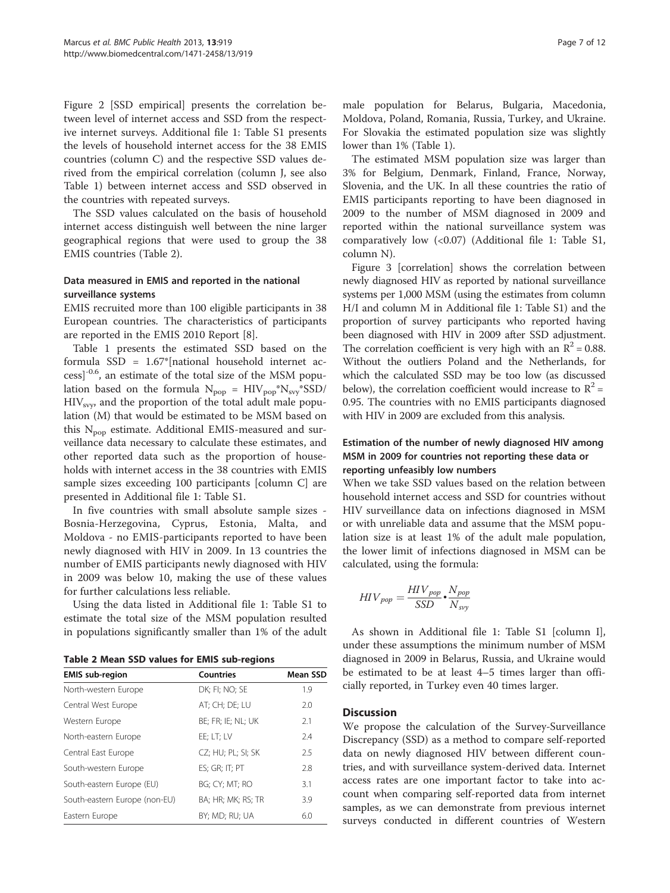Figure 2 [SSD empirical] presents the correlation between level of internet access and SSD from the respective internet surveys. Additional file 1: Table S1 presents the levels of household internet access for the 38 EMIS countries (column C) and the respective SSD values derived from the empirical correlation (column J, see also Table 1) between internet access and SSD observed in the countries with repeated surveys.

The SSD values calculated on the basis of household internet access distinguish well between the nine larger geographical regions that were used to group the 38 EMIS countries (Table 2).

### Data measured in EMIS and reported in the national surveillance systems

EMIS recruited more than 100 eligible participants in 38 European countries. The characteristics of participants are reported in the EMIS 2010 Report [8].

Table 1 presents the estimated SSD based on the formula SSD = 1.67*[national household internet access]$^{-0.6}$, an estimate of the total size of the MSM population based on the formula $N_{pop} = HIV_{pop}*N_{svy}*SSD/HIV_{svy}$, and the proportion of the total adult male population (M) that would be estimated to be MSM based on this $N_{pop}$ estimate. Additional EMIS-measured and surveillance data necessary to calculate these estimates, and other reported data such as the proportion of households with internet access in the 38 countries with EMIS sample sizes exceeding 100 participants [column C] are presented in Additional file 1: Table S1.

In five countries with small absolute sample sizes - Bosnia-Herzegovina, Cyprus, Estonia, Malta, and Moldova - no EMIS-participants reported to have been newly diagnosed with HIV in 2009. In 13 countries the number of EMIS participants newly diagnosed with HIV in 2009 was below 10, making the use of these values for further calculations less reliable.

Using the data listed in Additional file 1: Table S1 to estimate the total size of the MSM population resulted in populations significantly smaller than 1% of the adult male population for Belarus, Bulgaria, Macedonia, Moldova, Poland, Romania, Russia, Turkey, and Ukraine. For Slovakia the estimated population size was slightly lower than 1% (Table 1).

**Table 2 Mean SSD values for EMIS sub-regions**

| EMIS sub-region | Countries | Mean SSD |
|---|---|---|
| North-western Europe | DK; FI; NO; SE | 1.9 |
| Central West Europe | AT; CH; DE; LU | 2.0 |
| Western Europe | BE; FR; IE; NL; UK | 2.1 |
| North-eastern Europe | EE; LT; LV | 2.4 |
| Central East Europe | CZ; HU; PL; SI; SK | 2.5 |
| South-western Europe | ES; GR; IT; PT | 2.8 |
| South-eastern Europe (EU) | BG; CY; MT; RO | 3.1 |
| South-eastern Europe (non-EU) | BA; HR; MK; RS; TR | 3.9 |
| Eastern Europe | BY; MD; RU; UA | 6.0 |

The estimated MSM population size was larger than 3% for Belgium, Denmark, Finland, France, Norway, Slovenia, and the UK. In all these countries the ratio of EMIS participants reporting to have been diagnosed in 2009 to the number of MSM diagnosed in 2009 and reported within the national surveillance system was comparatively low (<0.07) (Additional file 1: Table S1, column N).

Figure 3 [correlation] shows the correlation between newly diagnosed HIV as reported by national surveillance systems per 1,000 MSM (using the estimates from column H/I and column M in Additional file 1: Table S1) and the proportion of survey participants who reported having been diagnosed with HIV in 2009 after SSD adjustment. The correlation coefficient is very high with an $R^2 = 0.88$. Without the outliers Poland and the Netherlands, for which the calculated SSD may be too low (as discussed below), the correlation coefficient would increase to $R^2 = 0.95$. The countries with no EMIS participants diagnosed with HIV in 2009 are excluded from this analysis.

### Estimation of the number of newly diagnosed HIV among MSM in 2009 for countries not reporting these data or reporting unfeasibly low numbers

When we take SSD values based on the relation between household internet access and SSD for countries without HIV surveillance data on infections diagnosed in MSM or with unreliable data and assume that the MSM population size is at least 1% of the adult male population, the lower limit of infections diagnosed in MSM can be calculated, using the formula:

$$HIV_{pop} = \frac{HIV_{pop}}{SSD} \cdot \frac{N_{pop}}{N_{svy}}$$

As shown in Additional file 1: Table S1 [column I], under these assumptions the minimum number of MSM diagnosed in 2009 in Belarus, Russia, and Ukraine would be estimated to be at least 4–5 times larger than officially reported, in Turkey even 40 times larger.

## Discussion

We propose the calculation of the Survey-Surveillance Discrepancy (SSD) as a method to compare self-reported data on newly diagnosed HIV between different countries, and with surveillance system-derived data. Internet access rates are one important factor to take into account when comparing self-reported data from internet samples, as we can demonstrate from previous internet surveys conducted in different countries of Western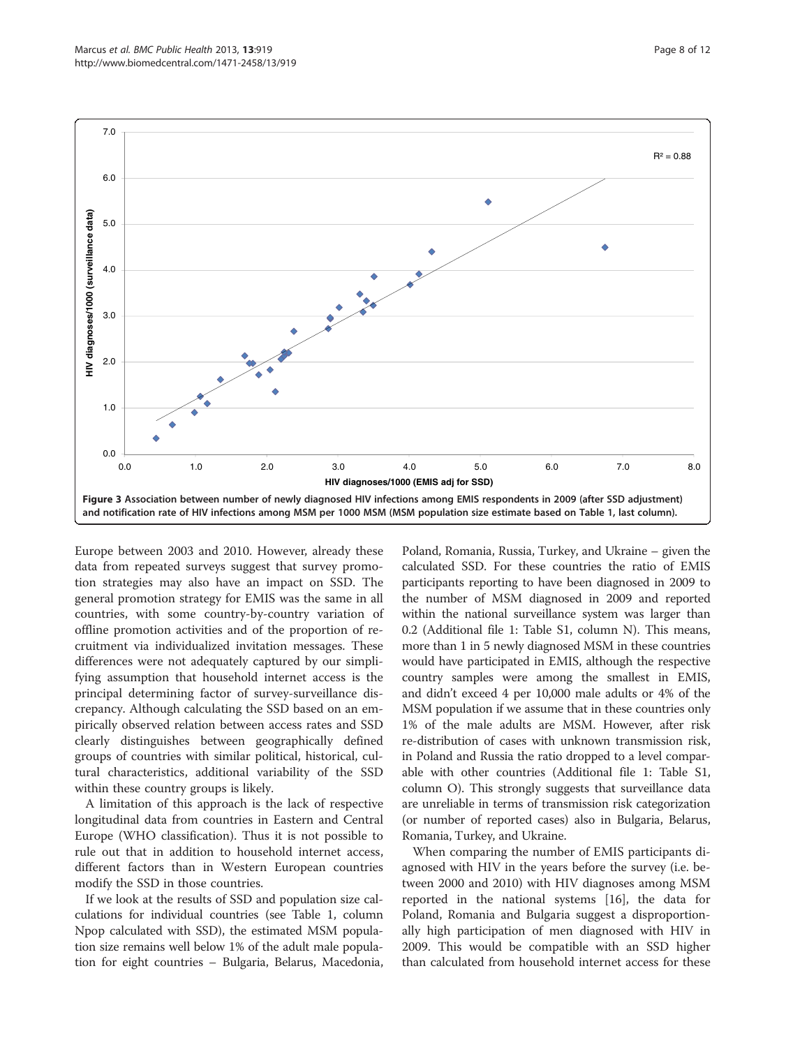Figure 3 Association between number of newly diagnosed HIV infections among EMIS respondents in 2009 (after SSD adjustment) and notification rate of HIV infections among MSM per 1000 MSM (MSM population size estimate based on Table 1, last column).

Europe between 2003 and 2010. However, already these data from repeated surveys suggest that survey promotion strategies may also have an impact on SSD. The general promotion strategy for EMIS was the same in all countries, with some country-by-country variation of offline promotion activities and of the proportion of recruitment via individualized invitation messages. These differences were not adequately captured by our simplifying assumption that household internet access is the principal determining factor of survey-surveillance discrepancy. Although calculating the SSD based on an empirically observed relation between access rates and SSD clearly distinguishes between geographically defined groups of countries with similar political, historical, cultural characteristics, additional variability of the SSD within these country groups is likely.

A limitation of this approach is the lack of respective longitudinal data from countries in Eastern and Central Europe (WHO classification). Thus it is not possible to rule out that in addition to household internet access, different factors than in Western European countries modify the SSD in those countries.

If we look at the results of SSD and population size calculations for individual countries (see Table 1, column Npop calculated with SSD), the estimated MSM population size remains well below 1% of the adult male population for eight countries – Bulgaria, Belarus, Macedonia, Poland, Romania, Russia, Turkey, and Ukraine – given the calculated SSD. For these countries the ratio of EMIS participants reporting to have been diagnosed in 2009 to the number of MSM diagnosed in 2009 and reported within the national surveillance system was larger than 0.2 (Additional file 1: Table S1, column N). This means, more than 1 in 5 newly diagnosed MSM in these countries would have participated in EMIS, although the respective country samples were among the smallest in EMIS, and didn't exceed 4 per 10,000 male adults or 4% of the MSM population if we assume that in these countries only 1% of the male adults are MSM. However, after risk re-distribution of cases with unknown transmission risk, in Poland and Russia the ratio dropped to a level comparable with other countries (Additional file 1: Table S1, column O). This strongly suggests that surveillance data are unreliable in terms of transmission risk categorization (or number of reported cases) also in Bulgaria, Belarus, Romania, Turkey, and Ukraine.

When comparing the number of EMIS participants diagnosed with HIV in the years before the survey (i.e. between 2000 and 2010) with HIV diagnoses among MSM reported in the national systems [16], the data for Poland, Romania and Bulgaria suggest a disproportionally high participation of men diagnosed with HIV in 2009. This would be compatible with an SSD higher than calculated from household internet access for these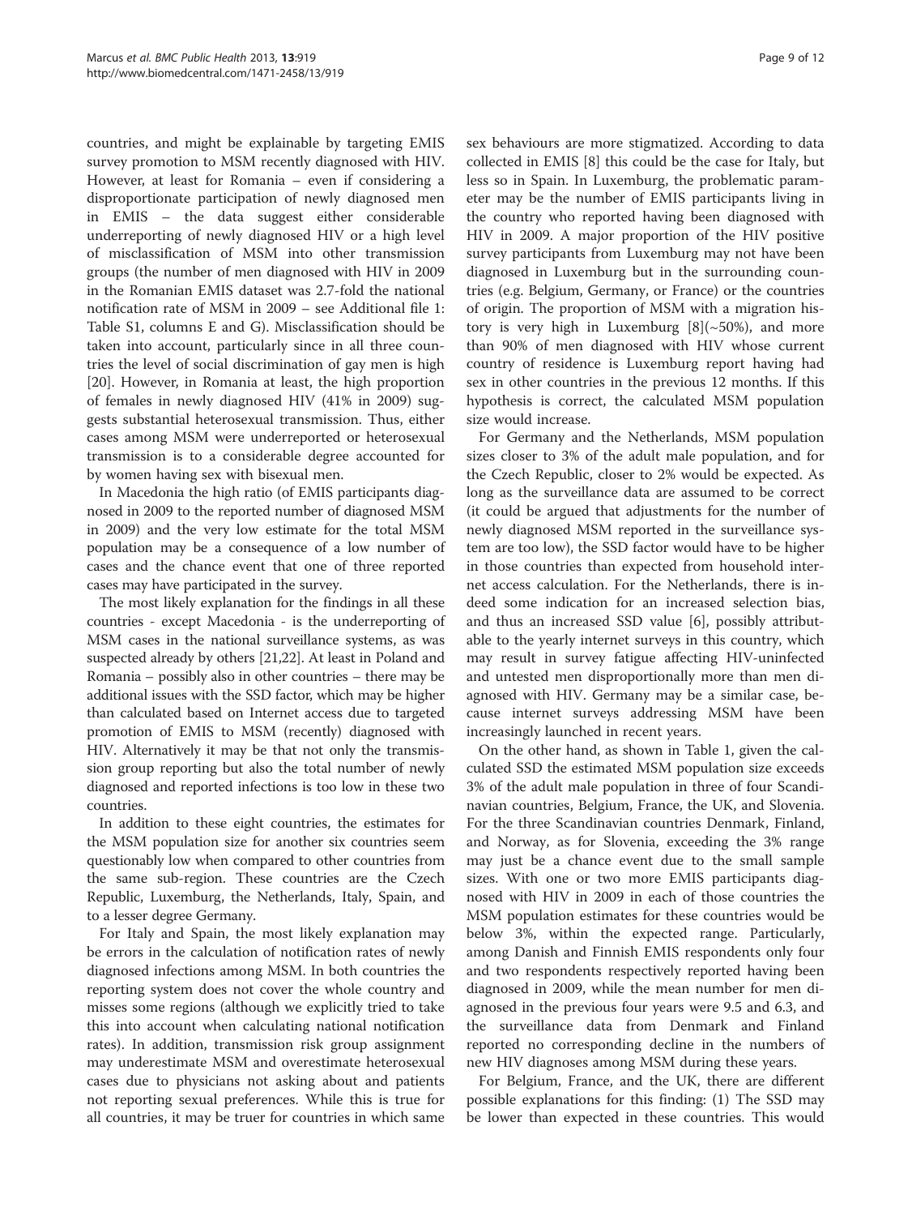countries, and might be explainable by targeting EMIS survey promotion to MSM recently diagnosed with HIV. However, at least for Romania – even if considering a disproportionate participation of newly diagnosed men in EMIS – the data suggest either considerable underreporting of newly diagnosed HIV or a high level of misclassification of MSM into other transmission groups (the number of men diagnosed with HIV in 2009 in the Romanian EMIS dataset was 2.7-fold the national notification rate of MSM in 2009 – see Additional file 1: Table S1, columns E and G). Misclassification should be taken into account, particularly since in all three countries the level of social discrimination of gay men is high [20]. However, in Romania at least, the high proportion of females in newly diagnosed HIV (41% in 2009) suggests substantial heterosexual transmission. Thus, either cases among MSM were underreported or heterosexual transmission is to a considerable degree accounted for by women having sex with bisexual men.

In Macedonia the high ratio (of EMIS participants diagnosed in 2009 to the reported number of diagnosed MSM in 2009) and the very low estimate for the total MSM population may be a consequence of a low number of cases and the chance event that one of three reported cases may have participated in the survey.

The most likely explanation for the findings in all these countries - except Macedonia - is the underreporting of MSM cases in the national surveillance systems, as was suspected already by others [21,22]. At least in Poland and Romania – possibly also in other countries – there may be additional issues with the SSD factor, which may be higher than calculated based on Internet access due to targeted promotion of EMIS to MSM (recently) diagnosed with HIV. Alternatively it may be that not only the transmission group reporting but also the total number of newly diagnosed and reported infections is too low in these two countries.

In addition to these eight countries, the estimates for the MSM population size for another six countries seem questionably low when compared to other countries from the same sub-region. These countries are the Czech Republic, Luxemburg, the Netherlands, Italy, Spain, and to a lesser degree Germany.

For Italy and Spain, the most likely explanation may be errors in the calculation of notification rates of newly diagnosed infections among MSM. In both countries the reporting system does not cover the whole country and misses some regions (although we explicitly tried to take this into account when calculating national notification rates). In addition, transmission risk group assignment may underestimate MSM and overestimate heterosexual cases due to physicians not asking about and patients not reporting sexual preferences. While this is true for all countries, it may be truer for countries in which same sex behaviours are more stigmatized. According to data collected in EMIS [8] this could be the case for Italy, but less so in Spain. In Luxemburg, the problematic parameter may be the number of EMIS participants living in the country who reported having been diagnosed with HIV in 2009. A major proportion of the HIV positive survey participants from Luxemburg may not have been diagnosed in Luxemburg but in the surrounding countries (e.g. Belgium, Germany, or France) or the countries of origin. The proportion of MSM with a migration history is very high in Luxemburg [8](~50%), and more than 90% of men diagnosed with HIV whose current country of residence is Luxemburg report having had sex in other countries in the previous 12 months. If this hypothesis is correct, the calculated MSM population size would increase.

For Germany and the Netherlands, MSM population sizes closer to 3% of the adult male population, and for the Czech Republic, closer to 2% would be expected. As long as the surveillance data are assumed to be correct (it could be argued that adjustments for the number of newly diagnosed MSM reported in the surveillance system are too low), the SSD factor would have to be higher in those countries than expected from household internet access calculation. For the Netherlands, there is indeed some indication for an increased selection bias, and thus an increased SSD value [6], possibly attributable to the yearly internet surveys in this country, which may result in survey fatigue affecting HIV-uninfected and untested men disproportionally more than men diagnosed with HIV. Germany may be a similar case, because internet surveys addressing MSM have been increasingly launched in recent years.

On the other hand, as shown in Table 1, given the calculated SSD the estimated MSM population size exceeds 3% of the adult male population in three of four Scandinavian countries, Belgium, France, the UK, and Slovenia. For the three Scandinavian countries Denmark, Finland, and Norway, as for Slovenia, exceeding the 3% range may just be a chance event due to the small sample sizes. With one or two more EMIS participants diagnosed with HIV in 2009 in each of those countries the MSM population estimates for these countries would be below 3%, within the expected range. Particularly, among Danish and Finnish EMIS respondents only four and two respondents respectively reported having been diagnosed in 2009, while the mean number for men diagnosed in the previous four years were 9.5 and 6.3, and the surveillance data from Denmark and Finland reported no corresponding decline in the numbers of new HIV diagnoses among MSM during these years.

For Belgium, France, and the UK, there are different possible explanations for this finding: (1) The SSD may be lower than expected in these countries. This would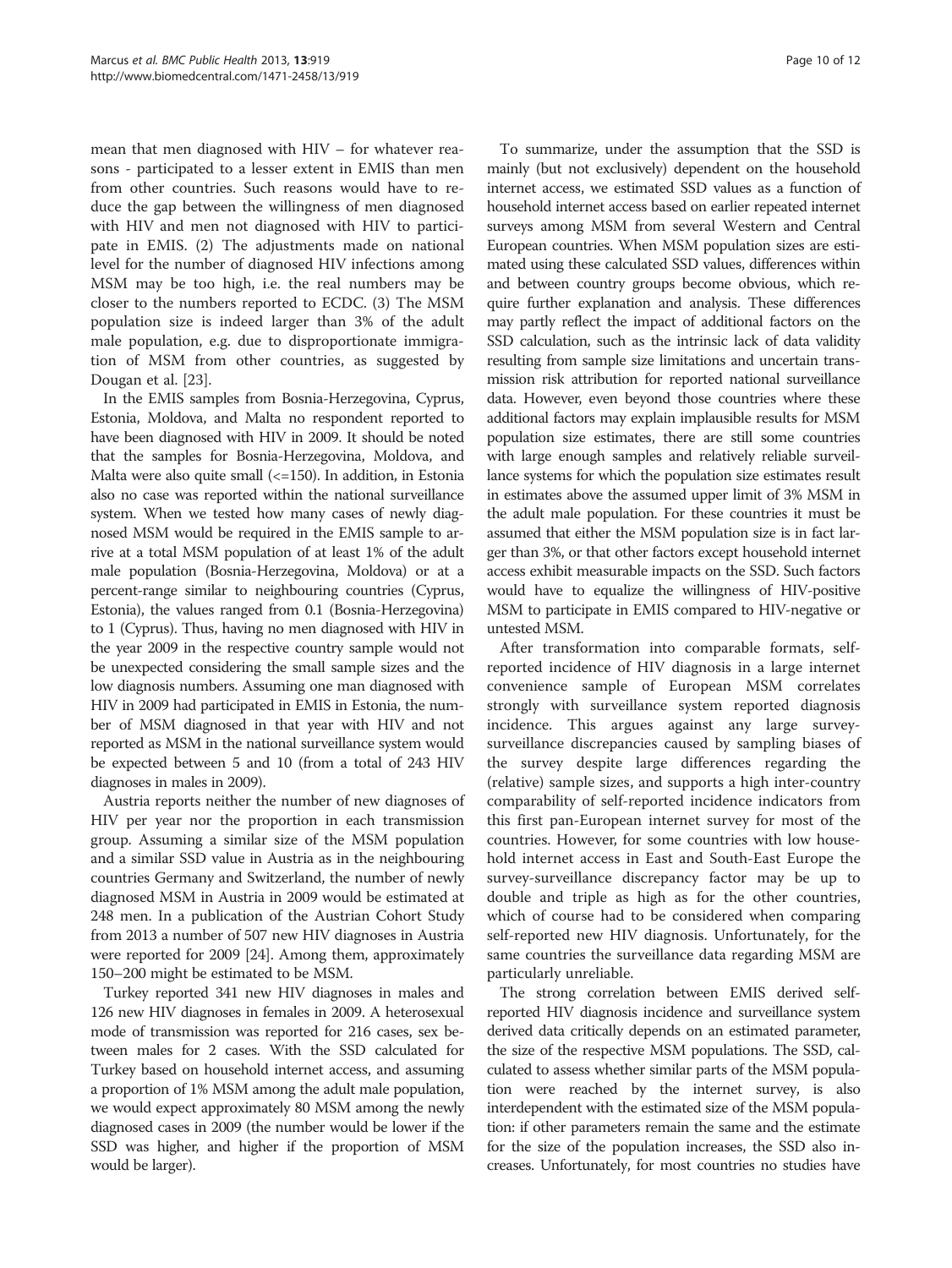mean that men diagnosed with HIV – for whatever reasons - participated to a lesser extent in EMIS than men from other countries. Such reasons would have to reduce the gap between the willingness of men diagnosed with HIV and men not diagnosed with HIV to participate in EMIS. (2) The adjustments made on national level for the number of diagnosed HIV infections among MSM may be too high, i.e. the real numbers may be closer to the numbers reported to ECDC. (3) The MSM population size is indeed larger than 3% of the adult male population, e.g. due to disproportionate immigration of MSM from other countries, as suggested by Dougan et al. [23].

In the EMIS samples from Bosnia-Herzegovina, Cyprus, Estonia, Moldova, and Malta no respondent reported to have been diagnosed with HIV in 2009. It should be noted that the samples for Bosnia-Herzegovina, Moldova, and Malta were also quite small (<=150). In addition, in Estonia also no case was reported within the national surveillance system. When we tested how many cases of newly diagnosed MSM would be required in the EMIS sample to arrive at a total MSM population of at least 1% of the adult male population (Bosnia-Herzegovina, Moldova) or at a percent-range similar to neighbouring countries (Cyprus, Estonia), the values ranged from 0.1 (Bosnia-Herzegovina) to 1 (Cyprus). Thus, having no men diagnosed with HIV in the year 2009 in the respective country sample would not be unexpected considering the small sample sizes and the low diagnosis numbers. Assuming one man diagnosed with HIV in 2009 had participated in EMIS in Estonia, the number of MSM diagnosed in that year with HIV and not reported as MSM in the national surveillance system would be expected between 5 and 10 (from a total of 243 HIV diagnoses in males in 2009).

Austria reports neither the number of new diagnoses of HIV per year nor the proportion in each transmission group. Assuming a similar size of the MSM population and a similar SSD value in Austria as in the neighbouring countries Germany and Switzerland, the number of newly diagnosed MSM in Austria in 2009 would be estimated at 248 men. In a publication of the Austrian Cohort Study from 2013 a number of 507 new HIV diagnoses in Austria were reported for 2009 [24]. Among them, approximately 150–200 might be estimated to be MSM.

Turkey reported 341 new HIV diagnoses in males and 126 new HIV diagnoses in females in 2009. A heterosexual mode of transmission was reported for 216 cases, sex between males for 2 cases. With the SSD calculated for Turkey based on household internet access, and assuming a proportion of 1% MSM among the adult male population, we would expect approximately 80 MSM among the newly diagnosed cases in 2009 (the number would be lower if the SSD was higher, and higher if the proportion of MSM would be larger).

To summarize, under the assumption that the SSD is mainly (but not exclusively) dependent on the household internet access, we estimated SSD values as a function of household internet access based on earlier repeated internet surveys among MSM from several Western and Central European countries. When MSM population sizes are estimated using these calculated SSD values, differences within and between country groups become obvious, which require further explanation and analysis. These differences may partly reflect the impact of additional factors on the SSD calculation, such as the intrinsic lack of data validity resulting from sample size limitations and uncertain transmission risk attribution for reported national surveillance data. However, even beyond those countries where these additional factors may explain implausible results for MSM population size estimates, there are still some countries with large enough samples and relatively reliable surveillance systems for which the population size estimates result in estimates above the assumed upper limit of 3% MSM in the adult male population. For these countries it must be assumed that either the MSM population size is in fact larger than 3%, or that other factors except household internet access exhibit measurable impacts on the SSD. Such factors would have to equalize the willingness of HIV-positive MSM to participate in EMIS compared to HIV-negative or untested MSM.

After transformation into comparable formats, self-reported incidence of HIV diagnosis in a large internet convenience sample of European MSM correlates strongly with surveillance system reported diagnosis incidence. This argues against any large survey-surveillance discrepancies caused by sampling biases of the survey despite large differences regarding the (relative) sample sizes, and supports a high inter-country comparability of self-reported incidence indicators from this first pan-European internet survey for most of the countries. However, for some countries with low household internet access in East and South-East Europe the survey-surveillance discrepancy factor may be up to double and triple as high as for the other countries, which of course had to be considered when comparing self-reported new HIV diagnosis. Unfortunately, for the same countries the surveillance data regarding MSM are particularly unreliable.

The strong correlation between EMIS derived self-reported HIV diagnosis incidence and surveillance system derived data critically depends on an estimated parameter, the size of the respective MSM populations. The SSD, calculated to assess whether similar parts of the MSM population were reached by the internet survey, is also interdependent with the estimated size of the MSM population: if other parameters remain the same and the estimate for the size of the population increases, the SSD also increases. Unfortunately, for most countries no studies have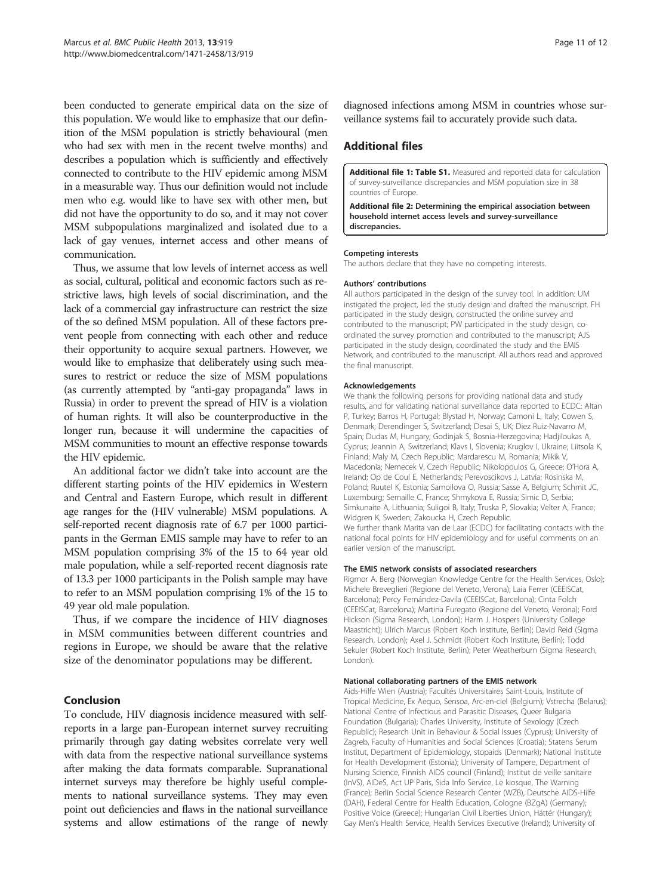been conducted to generate empirical data on the size of this population. We would like to emphasize that our definition of the MSM population is strictly behavioural (men who had sex with men in the recent twelve months) and describes a population which is sufficiently and effectively connected to contribute to the HIV epidemic among MSM in a measurable way. Thus our definition would not include men who e.g. would like to have sex with other men, but did not have the opportunity to do so, and it may not cover MSM subpopulations marginalized and isolated due to a lack of gay venues, internet access and other means of communication.

Thus, we assume that low levels of internet access as well as social, cultural, political and economic factors such as restrictive laws, high levels of social discrimination, and the lack of a commercial gay infrastructure can restrict the size of the so defined MSM population. All of these factors prevent people from connecting with each other and reduce their opportunity to acquire sexual partners. However, we would like to emphasize that deliberately using such measures to restrict or reduce the size of MSM populations (as currently attempted by "anti-gay propaganda" laws in Russia) in order to prevent the spread of HIV is a violation of human rights. It will also be counterproductive in the longer run, because it will undermine the capacities of MSM communities to mount an effective response towards the HIV epidemic.

An additional factor we didn't take into account are the different starting points of the HIV epidemics in Western and Central and Eastern Europe, which result in different age ranges for the (HIV vulnerable) MSM populations. A self-reported recent diagnosis rate of 6.7 per 1000 participants in the German EMIS sample may have to refer to an MSM population comprising 3% of the 15 to 64 year old male population, while a self-reported recent diagnosis rate of 13.3 per 1000 participants in the Polish sample may have to refer to an MSM population comprising 1% of the 15 to 49 year old male population.

Thus, if we compare the incidence of HIV diagnoses in MSM communities between different countries and regions in Europe, we should be aware that the relative size of the denominator populations may be different.

## Conclusion

To conclude, HIV diagnosis incidence measured with self-reports in a large pan-European internet survey recruiting primarily through gay dating websites correlate very well with data from the respective national surveillance systems after making the data formats comparable. Supranational internet surveys may therefore be highly useful complements to national surveillance systems. They may even point out deficiencies and flaws in the national surveillance systems and allow estimations of the range of newly diagnosed infections among MSM in countries whose surveillance systems fail to accurately provide such data.

## Additional files

**Additional file 1: Table S1.** Measured and reported data for calculation of survey-surveillance discrepancies and MSM population size in 38 countries of Europe.

**Additional file 2: Determining the empirical association between household internet access levels and survey-surveillance discrepancies.**

#### Competing interests

The authors declare that they have no competing interests.

#### Authors' contributions

All authors participated in the design of the survey tool. In addition: UM instigated the project, led the study design and drafted the manuscript. FH participated in the study design, constructed the online survey and contributed to the manuscript; PW participated in the study design, co-ordinated the survey promotion and contributed to the manuscript; AJS participated in the study design, coordinated the study and the EMIS Network, and contributed to the manuscript. All authors read and approved the final manuscript.

#### Acknowledgements

We thank the following persons for providing national data and study results, and for validating national surveillance data reported to ECDC: Altan P, Turkey; Barros H, Portugal; Blystad H, Norway; Camoni L, Italy; Cowen S, Denmark; Derendinger S, Switzerland; Desai S, UK; Diez Ruiz-Navarro M, Spain; Dudas M, Hungary; Godinjak S, Bosnia-Herzegovina; Hadjiloukas A, Cyprus; Jeannin A, Switzerland; Klavs I, Slovenia; Kruglov I, Ukraine; Liitsola K, Finland; Maly M, Czech Republic; Mardarescu M, Romania; Mikik V, Macedonia; Nemecek V, Czech Republic; Nikolopoulos G, Greece; O'Hora A, Ireland; Op de Coul E, Netherlands; Perevoscikovs J, Latvia; Rosinska M, Poland; Ruutel K, Estonia; Samoilova O, Russia; Sasse A, Belgium; Schmit JC, Luxemburg; Semaille C, France; Shmykova E, Russia; Simic D, Serbia; Simkunaite A, Lithuania; Suligoi B, Italy; Truska P, Slovakia; Velter A, France; Widgren K, Sweden; Zakoucka H, Czech Republic.

We further thank Marita van de Laar (ECDC) for facilitating contacts with the national focal points for HIV epidemiology and for useful comments on an earlier version of the manuscript.

#### The EMIS network consists of associated researchers

Rigmor A. Berg (Norwegian Knowledge Centre for the Health Services, Oslo); Michele Breveglieri (Regione del Veneto, Verona); Laia Ferrer (CEEISCat, Barcelona); Percy Fernández-Davila (CEEISCat, Barcelona); Cinta Folch (CEEISCat, Barcelona); Martina Furegato (Regione del Veneto, Verona); Ford Hickson (Sigma Research, London); Harm J. Hospers (University College Maastricht); Ulrich Marcus (Robert Koch Institute, Berlin); David Reid (Sigma Research, London); Axel J. Schmidt (Robert Koch Institute, Berlin); Todd Sekuler (Robert Koch Institute, Berlin); Peter Weatherburn (Sigma Research, London).

#### National collaborating partners of the EMIS network

Aids-Hilfe Wien (Austria); Facultés Universitaires Saint-Louis, Institute of Tropical Medicine, Ex Aequo, Sensoa, Arc-en-ciel (Belgium); Vstrecha (Belarus); National Centre of Infectious and Parasitic Diseases, Queer Bulgaria Foundation (Bulgaria); Charles University, Institute of Sexology (Czech Republic); Research Unit in Behaviour & Social Issues (Cyprus); University of Zagreb, Faculty of Humanities and Social Sciences (Croatia); Statens Serum Institut, Department of Epidemiology, stopaids (Denmark); National Institute for Health Development (Estonia); University of Tampere, Department of Nursing Science, Finnish AIDS council (Finland); Institut de veille sanitaire (InVS), AIDeS, Act UP Paris, Sida Info Service, Le kiosque, The Warning (France); Berlin Social Science Research Center (WZB), Deutsche AIDS-Hilfe (DAH), Federal Centre for Health Education, Cologne (BZgA) (Germany); Positive Voice (Greece); Hungarian Civil Liberties Union, Háttér (Hungary); Gay Men's Health Service, Health Services Executive (Ireland); University of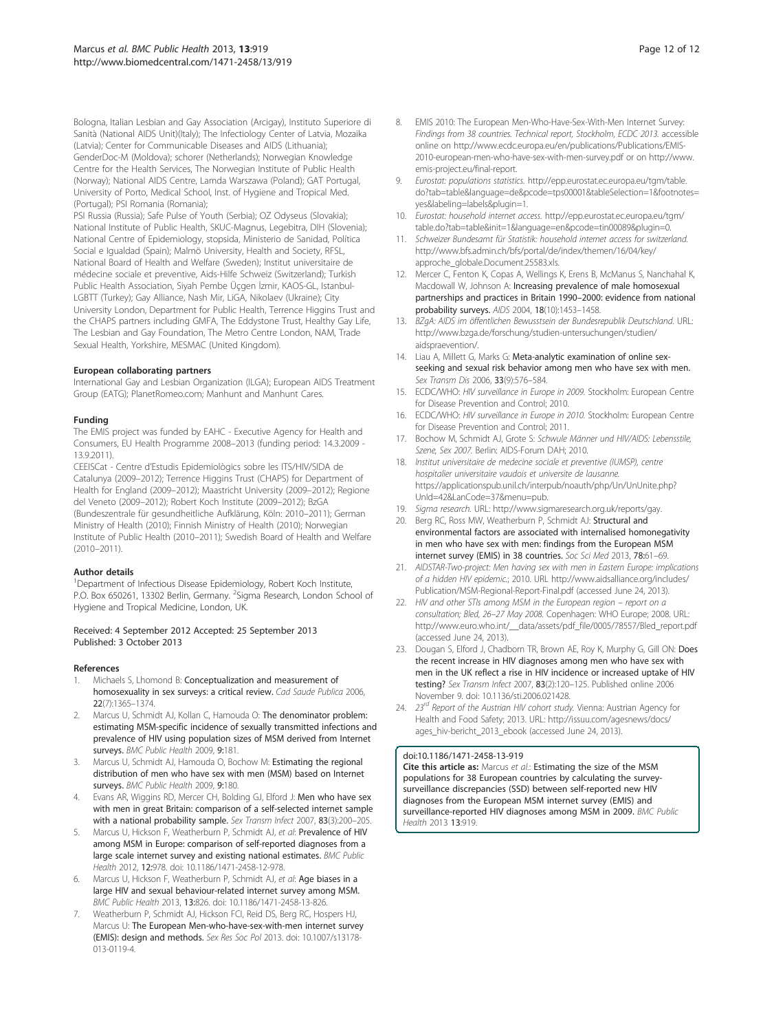Bologna, Italian Lesbian and Gay Association (Arcigay), Instituto Superiore di Sanità (National AIDS Unit)(Italy); The Infectiology Center of Latvia, Mozaika (Latvia); Center for Communicable Diseases and AIDS (Lithuania); GenderDoc-M (Moldova); schorer (Netherlands); Norwegian Knowledge Centre for the Health Services, The Norwegian Institute of Public Health (Norway); National AIDS Centre, Lamda Warszawa (Poland); GAT Portugal, University of Porto, Medical School, Inst. of Hygiene and Tropical Med. (Portugal); PSI Romania (Romania);

PSI Russia (Russia); Safe Pulse of Youth (Serbia); OZ Odyseus (Slovakia); National Institute of Public Health, SKUC-Magnus, Legebitra, DIH (Slovenia); National Centre of Epidemiology, stopsida, Ministerio de Sanidad, Política Social e Igualdad (Spain); Malmö University, Health and Society, RFSL, National Board of Health and Welfare (Sweden); Institut universitaire de médecine sociale et preventive, Aids-Hilfe Schweiz (Switzerland); Turkish Public Health Association, Siyah Pembe Üçgen Izmir, KAOS-GL, Istanbul-LGBTT (Turkey); Gay Alliance, Nash Mir, LiGA, Nikolaev (Ukraine); City University London, Department for Public Health, Terrence Higgins Trust and the CHAPS partners including GMFA, The Eddystone Trust, Healthy Gay Life, The Lesbian and Gay Foundation, The Metro Centre London, NAM, Trade Sexual Health, Yorkshire, MESMAC (United Kingdom).

#### European collaborating partners

International Gay and Lesbian Organization (ILGA); European AIDS Treatment Group (EATG); PlanetRomeo.com; Manhunt and Manhunt Cares.

#### Funding

The EMIS project was funded by EAHC - Executive Agency for Health and Consumers, EU Health Programme 2008–2013 (funding period: 14.3.2009 - 13.9.2011).

CEEISCat - Centre d'Estudis Epidemiològics sobre les ITS/HIV/SIDA de Catalunya (2009–2012); Terrence Higgins Trust (CHAPS) for Department of Health for England (2009–2012); Maastricht University (2009–2012); Regione del Veneto (2009–2012); Robert Koch Institute (2009–2012); BzGA (Bundeszentrale für gesundheitliche Aufklärung, Köln: 2010–2011); German Ministry of Health (2010); Finnish Ministry of Health (2010); Norwegian Institute of Public Health (2010–2011); Swedish Board of Health and Welfare (2010–2011).

#### Author details

[1]Department of Infectious Disease Epidemiology, Robert Koch Institute, P.O. Box 650261, 13302 Berlin, Germany. [2]Sigma Research, London School of Hygiene and Tropical Medicine, London, UK.

Received: 4 September 2012 Accepted: 25 September 2013
Published: 3 October 2013

#### References

1. Michaels S, Lhomond B: **Conceptualization and measurement of homosexuality in sex surveys: a critical review.** *Cad Saude Publica* 2006, **22**(7):1365–1374.
2. Marcus U, Schmidt AJ, Kollan C, Hamouda O: **The denominator problem: estimating MSM-specific incidence of sexually transmitted infections and prevalence of HIV using population sizes of MSM derived from Internet surveys.** *BMC Public Health* 2009, **9:**181.
3. Marcus U, Schmidt AJ, Hamouda O, Bochow M: **Estimating the regional distribution of men who have sex with men (MSM) based on Internet surveys.** *BMC Public Health* 2009, **9:**180.
4. Evans AR, Wiggins RD, Mercer CH, Bolding GJ, Elford J: **Men who have sex with men in great Britain: comparison of a self-selected internet sample with a national probability sample.** *Sex Transm Infect* 2007, **83**(3):200–205.
5. Marcus U, Hickson F, Weatherburn P, Schmidt AJ, *et al*: **Prevalence of HIV among MSM in Europe: comparison of self-reported diagnoses from a large scale internet survey and existing national estimates.** *BMC Public Health* 2012, **12:**978. doi: 10.1186/1471-2458-12-978.
6. Marcus U, Hickson F, Weatherburn P, Schmidt AJ, *et al*: **Age biases in a large HIV and sexual behaviour-related internet survey among MSM.** *BMC Public Health* 2013, **13:**826. doi: 10.1186/1471-2458-13-826.
7. Weatherburn P, Schmidt AJ, Hickson FCI, Reid DS, Berg RC, Hospers HJ, Marcus U: **The European Men-who-have-sex-with-men internet survey (EMIS): design and methods.** *Sex Res Soc Pol* 2013. doi: 10.1007/s13178-013-0119-4.
8. EMIS 2010: The European Men-Who-Have-Sex-With-Men Internet Survey: *Findings from 38 countries. Technical report, Stockholm, ECDC 2013.* accessible online on http://www.ecdc.europa.eu/en/publications/Publications/EMIS-2010-european-men-who-have-sex-with-men-survey.pdf or on http://www.emis-project.eu/final-report.
9. *Eurostat: populations statistics.* http://epp.eurostat.ec.europa.eu/tgm/table.do?tab=table&language=de&pcode=tps00001&tableSelection=1&footnotes=yes&labeling=labels&plugin=1.
10. *Eurostat: household internet access.* http://epp.eurostat.ec.europa.eu/tgm/table.do?tab=table&init=1&language=en&pcode=tin00089&plugin=0.
11. *Schweizer Bundesamt für Statistik: household internet access for switzerland.* http://www.bfs.admin.ch/bfs/portal/de/index/themen/16/04/key/approche_globale.Document.25583.xls.
12. Mercer C, Fenton K, Copas A, Wellings K, Erens B, McManus S, Nanchahal K, Macdowall W, Johnson A: **Increasing prevalence of male homosexual partnerships and practices in Britain 1990–2000: evidence from national probability surveys.** *AIDS* 2004, **18**(10):1453–1458.
13. *BZgA: AIDS im öffentlichen Bewusstsein der Bundesrepublik Deutschland.* URL: http://www.bzga.de/forschung/studien-untersuchungen/studien/aidspraevention/.
14. Liau A, Millett G, Marks G: **Meta-analytic examination of online sex-seeking and sexual risk behavior among men who have sex with men.** *Sex Transm Dis* 2006, **33**(9):576–584.
15. ECDC/WHO: *HIV surveillance in Europe in 2009.* Stockholm: European Centre for Disease Prevention and Control; 2010.
16. ECDC/WHO: *HIV surveillance in Europe in 2010.* Stockholm: European Centre for Disease Prevention and Control; 2011.
17. Bochow M, Schmidt AJ, Grote S: *Schwule Männer und HIV/AIDS: Lebensstile, Szene, Sex 2007.* Berlin: AIDS-Forum DAH; 2010.
18. *Institut universitaire de medecine sociale et preventive (IUMSP), centre hospitalier universitaire vaudois et universite de lausanne.* https://applicationspub.unil.ch/interpub/noauth/php/Un/UnUnite.php?UnId=42&LanCode=37&menu=pub.
19. *Sigma research.* URL: http://www.sigmaresearch.org.uk/reports/gay.
20. Berg RC, Ross MW, Weatherburn P, Schmidt AJ: **Structural and environmental factors are associated with internalised homonegativity in men who have sex with men: findings from the European MSM internet survey (EMIS) in 38 countries.** *Soc Sci Med* 2013, **78:**61–69.
21. *AIDSTAR-Two-project: Men having sex with men in Eastern Europe: implications of a hidden HIV epidemic.*; 2010. URL http://www.aidsalliance.org/includes/Publication/MSM-Regional-Report-Final.pdf (accessed June 24, 2013).
22. *HIV and other STIs among MSM in the European region – report on a consultation; Bled, 26–27 May 2008.* Copenhagen: WHO Europe; 2008. URL: http://www.euro.who.int/__data/assets/pdf_file/0005/78557/Bled_report.pdf (accessed June 24, 2013).
23. Dougan S, Elford J, Chadborn TR, Brown AE, Roy K, Murphy G, Gill ON: **Does the recent increase in HIV diagnoses among men who have sex with men in the UK reflect a rise in HIV incidence or increased uptake of HIV testing?** *Sex Transm Infect* 2007, **83**(2):120–125. Published online 2006 November 9. doi: 10.1136/sti.2006.021428.
24. *23rd Report of the Austrian HIV cohort study.* Vienna: Austrian Agency for Health and Food Safety; 2013. URL: http://issuu.com/agesnews/docs/ages_hiv-bericht_2013_ebook (accessed June 24, 2013).

doi:10.1186/1471-2458-13-919

**Cite this article as:** Marcus *et al.*: Estimating the size of the MSM populations for 38 European countries by calculating the survey-surveillance discrepancies (SSD) between self-reported new HIV diagnoses from the European MSM internet survey (EMIS) and surveillance-reported HIV diagnoses among MSM in 2009. *BMC Public Health* 2013 **13**:919.